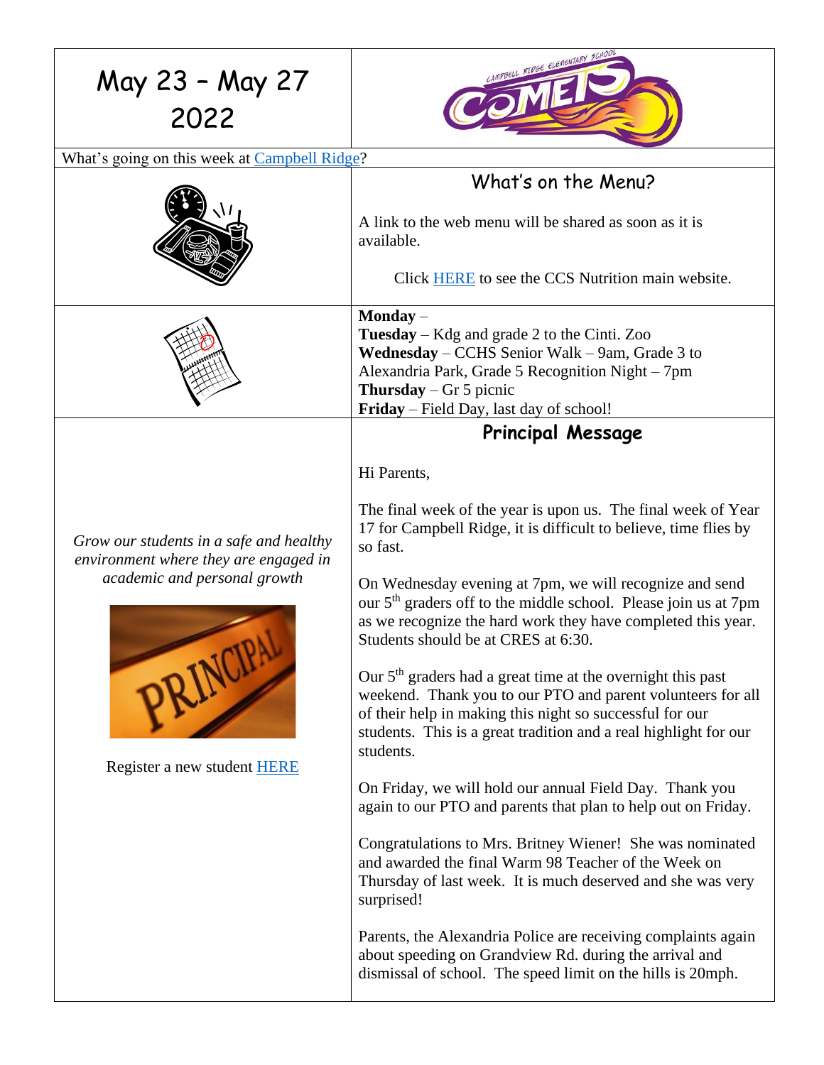# May 23 – May 27 2022

What's going on this week at Campbell Ridge?

## What's on the Menu?

A link to the web menu will be shared as soon as it is available.

Click HERE to see the CCS Nutrition main website.

**Monday** –
**Tuesday** – Kdg and grade 2 to the Cinti. Zoo
**Wednesday** – CCHS Senior Walk – 9am, Grade 3 to Alexandria Park, Grade 5 Recognition Night – 7pm
**Thursday** – Gr 5 picnic
**Friday** – Field Day, last day of school!

*Grow our students in a safe and healthy environment where they are engaged in academic and personal growth*

Register a new student HERE

## Principal Message

Hi Parents,

The final week of the year is upon us. The final week of Year 17 for Campbell Ridge, it is difficult to believe, time flies by so fast.

On Wednesday evening at 7pm, we will recognize and send our 5th graders off to the middle school. Please join us at 7pm as we recognize the hard work they have completed this year. Students should be at CRES at 6:30.

Our 5th graders had a great time at the overnight this past weekend. Thank you to our PTO and parent volunteers for all of their help in making this night so successful for our students. This is a great tradition and a real highlight for our students.

On Friday, we will hold our annual Field Day. Thank you again to our PTO and parents that plan to help out on Friday.

Congratulations to Mrs. Britney Wiener! She was nominated and awarded the final Warm 98 Teacher of the Week on Thursday of last week. It is much deserved and she was very surprised!

Parents, the Alexandria Police are receiving complaints again about speeding on Grandview Rd. during the arrival and dismissal of school. The speed limit on the hills is 20mph.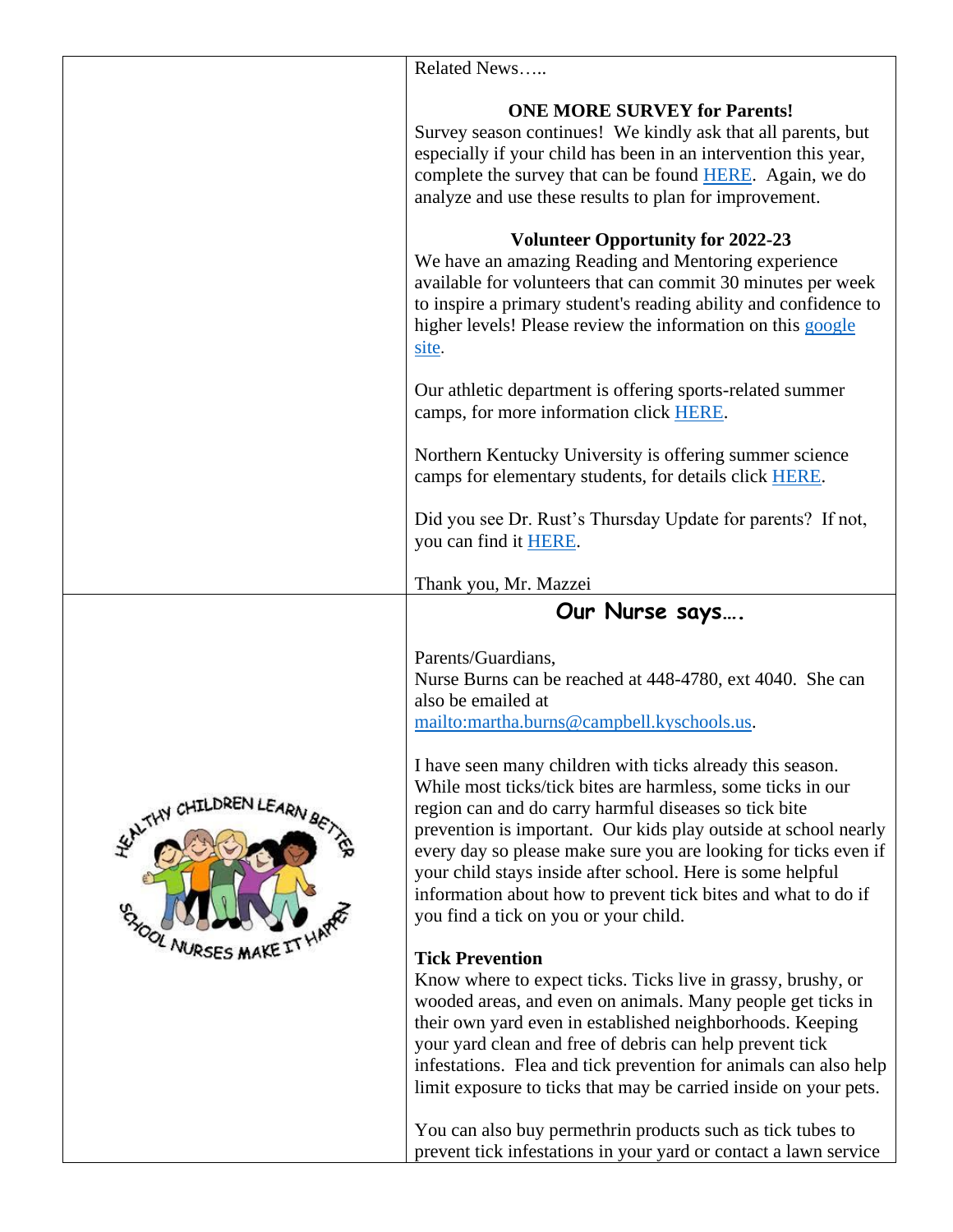Related News…..

**ONE MORE SURVEY for Parents!**

Survey season continues! We kindly ask that all parents, but especially if your child has been in an intervention this year, complete the survey that can be found HERE. Again, we do analyze and use these results to plan for improvement.

**Volunteer Opportunity for 2022-23**

We have an amazing Reading and Mentoring experience available for volunteers that can commit 30 minutes per week to inspire a primary student's reading ability and confidence to higher levels! Please review the information on this google site.

Our athletic department is offering sports-related summer camps, for more information click HERE.

Northern Kentucky University is offering summer science camps for elementary students, for details click HERE.

Did you see Dr. Rust's Thursday Update for parents? If not, you can find it HERE.

Thank you, Mr. Mazzei

## Our Nurse says….

Parents/Guardians,
Nurse Burns can be reached at 448-4780, ext 4040. She can also be emailed at mailto:martha.burns@campbell.kyschools.us.

I have seen many children with ticks already this season. While most ticks/tick bites are harmless, some ticks in our region can and do carry harmful diseases so tick bite prevention is important. Our kids play outside at school nearly every day so please make sure you are looking for ticks even if your child stays inside after school. Here is some helpful information about how to prevent tick bites and what to do if you find a tick on you or your child.

**Tick Prevention**

Know where to expect ticks. Ticks live in grassy, brushy, or wooded areas, and even on animals. Many people get ticks in their own yard even in established neighborhoods. Keeping your yard clean and free of debris can help prevent tick infestations. Flea and tick prevention for animals can also help limit exposure to ticks that may be carried inside on your pets.

You can also buy permethrin products such as tick tubes to prevent tick infestations in your yard or contact a lawn service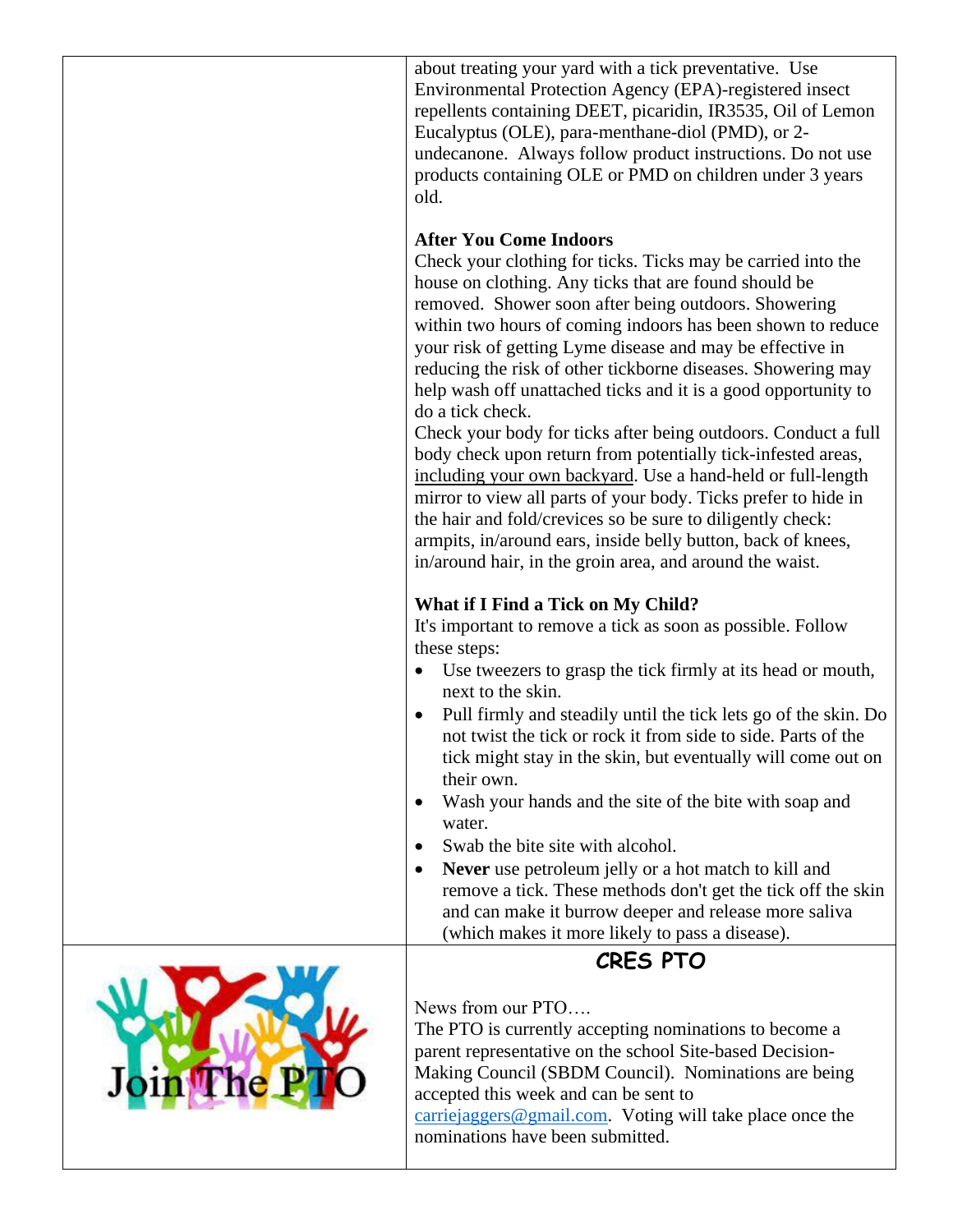about treating your yard with a tick preventative. Use Environmental Protection Agency (EPA)-registered insect repellents containing DEET, picaridin, IR3535, Oil of Lemon Eucalyptus (OLE), para-menthane-diol (PMD), or 2-undecanone. Always follow product instructions. Do not use products containing OLE or PMD on children under 3 years old.

**After You Come Indoors**

Check your clothing for ticks. Ticks may be carried into the house on clothing. Any ticks that are found should be removed. Shower soon after being outdoors. Showering within two hours of coming indoors has been shown to reduce your risk of getting Lyme disease and may be effective in reducing the risk of other tickborne diseases. Showering may help wash off unattached ticks and it is a good opportunity to do a tick check.

Check your body for ticks after being outdoors. Conduct a full body check upon return from potentially tick-infested areas, including your own backyard. Use a hand-held or full-length mirror to view all parts of your body. Ticks prefer to hide in the hair and fold/crevices so be sure to diligently check: armpits, in/around ears, inside belly button, back of knees, in/around hair, in the groin area, and around the waist.

**What if I Find a Tick on My Child?**

It's important to remove a tick as soon as possible. Follow these steps:

- Use tweezers to grasp the tick firmly at its head or mouth, next to the skin.
- Pull firmly and steadily until the tick lets go of the skin. Do not twist the tick or rock it from side to side. Parts of the tick might stay in the skin, but eventually will come out on their own.
- Wash your hands and the site of the bite with soap and water.
- Swab the bite site with alcohol.
- **Never** use petroleum jelly or a hot match to kill and remove a tick. These methods don't get the tick off the skin and can make it burrow deeper and release more saliva (which makes it more likely to pass a disease).

Join The PTO

## CRES PTO

News from our PTO….

The PTO is currently accepting nominations to become a parent representative on the school Site-based Decision-Making Council (SBDM Council). Nominations are being accepted this week and can be sent to carriejaggers@gmail.com. Voting will take place once the nominations have been submitted.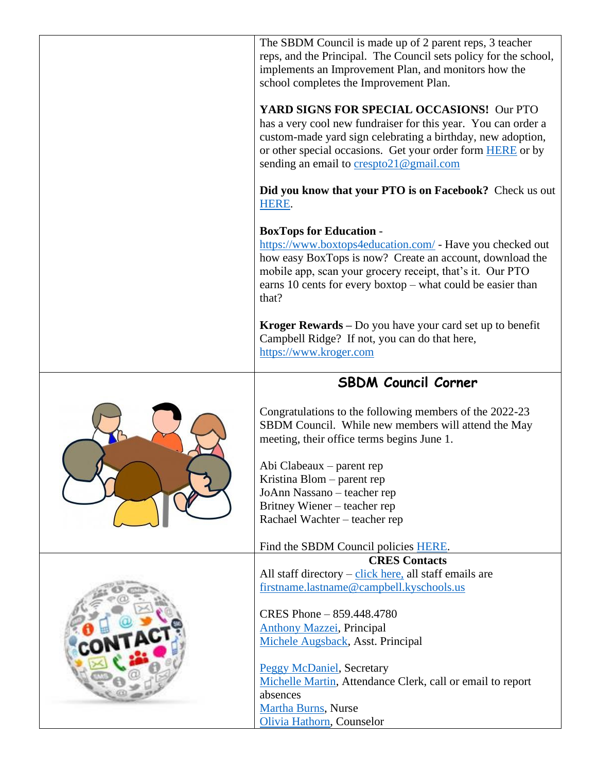The SBDM Council is made up of 2 parent reps, 3 teacher reps, and the Principal. The Council sets policy for the school, implements an Improvement Plan, and monitors how the school completes the Improvement Plan.

**YARD SIGNS FOR SPECIAL OCCASIONS!** Our PTO has a very cool new fundraiser for this year. You can order a custom-made yard sign celebrating a birthday, new adoption, or other special occasions. Get your order form HERE or by sending an email to crespto21@gmail.com

**Did you know that your PTO is on Facebook?** Check us out HERE.

**BoxTops for Education** - https://www.boxtops4education.com/ - Have you checked out how easy BoxTops is now? Create an account, download the mobile app, scan your grocery receipt, that's it. Our PTO earns 10 cents for every boxtop – what could be easier than that?

**Kroger Rewards –** Do you have your card set up to benefit Campbell Ridge? If not, you can do that here, https://www.kroger.com

## SBDM Council Corner

Congratulations to the following members of the 2022-23 SBDM Council. While new members will attend the May meeting, their office terms begins June 1.

Abi Clabeaux – parent rep
Kristina Blom – parent rep
JoAnn Nassano – teacher rep
Britney Wiener – teacher rep
Rachael Wachter – teacher rep

Find the SBDM Council policies HERE.

**CRES Contacts**

All staff directory – click here, all staff emails are firstname.lastname@campbell.kyschools.us

CRES Phone – 859.448.4780
Anthony Mazzei, Principal
Michele Augsback, Asst. Principal

Peggy McDaniel, Secretary
Michelle Martin, Attendance Clerk, call or email to report absences
Martha Burns, Nurse
Olivia Hathorn, Counselor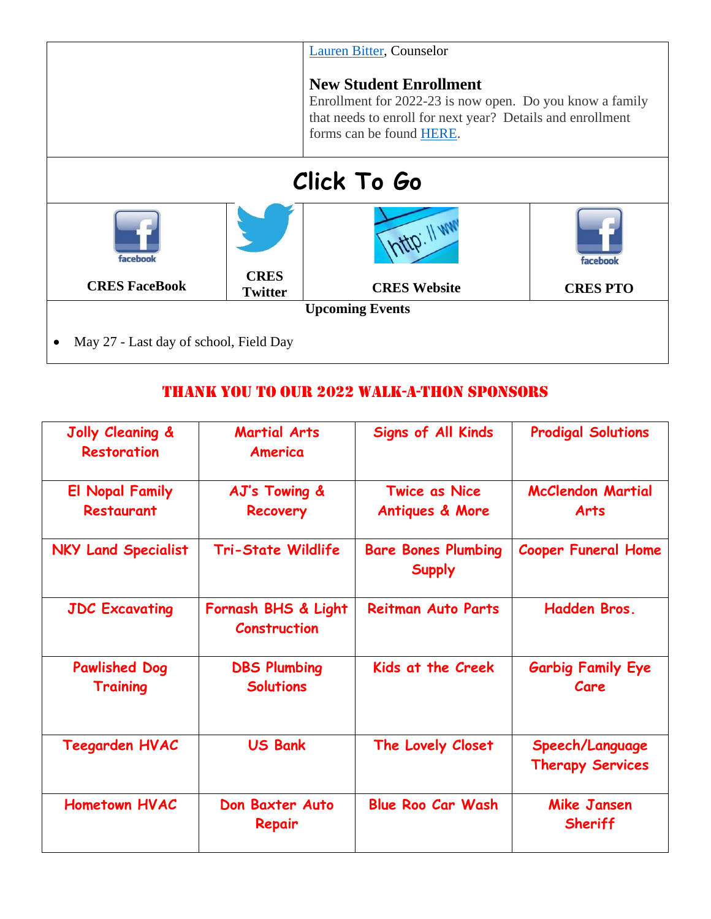Lauren Bitter, Counselor

**New Student Enrollment**

Enrollment for 2022-23 is now open. Do you know a family that needs to enroll for next year? Details and enrollment forms can be found HERE.

## Click To Go

| CRES FaceBook | CRES Twitter | CRES Website | CRES PTO |
|---|---|---|---|

**Upcoming Events**

- May 27 - Last day of school, Field Day

## THANK YOU TO OUR 2022 WALK-A-THON SPONSORS

| | | | |
|---|---|---|---|
| Jolly Cleaning & Restoration | Martial Arts America | Signs of All Kinds | Prodigal Solutions |
| El Nopal Family Restaurant | AJ's Towing & Recovery | Twice as Nice Antiques & More | McClendon Martial Arts |
| NKY Land Specialist | Tri-State Wildlife | Bare Bones Plumbing Supply | Cooper Funeral Home |
| JDC Excavating | Fornash BHS & Light Construction | Reitman Auto Parts | Hadden Bros. |
| Pawlished Dog Training | DBS Plumbing Solutions | Kids at the Creek | Garbig Family Eye Care |
| Teegarden HVAC | US Bank | The Lovely Closet | Speech/Language Therapy Services |
| Hometown HVAC | Don Baxter Auto Repair | Blue Roo Car Wash | Mike Jansen Sheriff |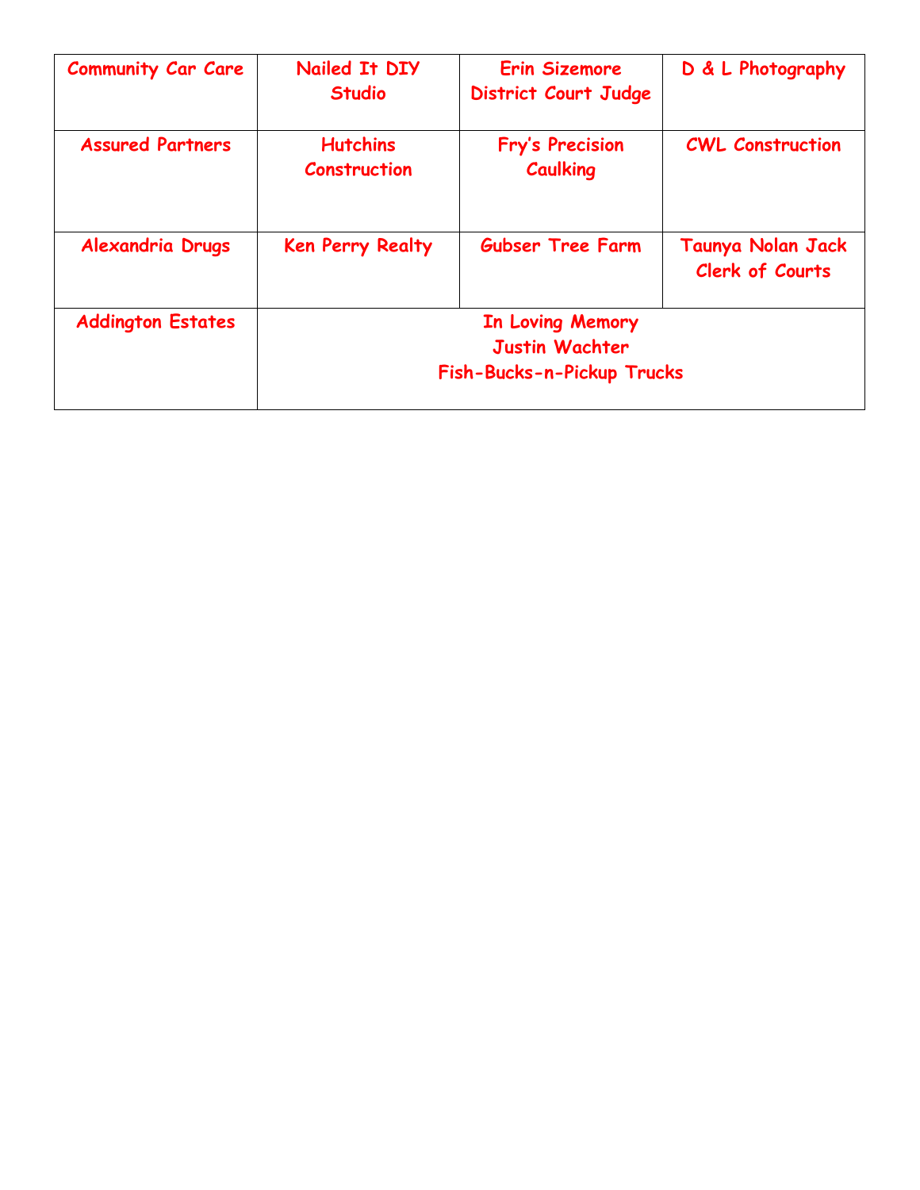| | | | |
|---|---|---|---|
| Community Car Care | Nailed It DIY Studio | Erin Sizemore District Court Judge | D & L Photography |
| Assured Partners | Hutchins Construction | Fry's Precision Caulking | CWL Construction |
| Alexandria Drugs | Ken Perry Realty | Gubser Tree Farm | Taunya Nolan Jack Clerk of Courts |
| Addington Estates | In Loving Memory Justin Wachter Fish-Bucks-n-Pickup Trucks | | |